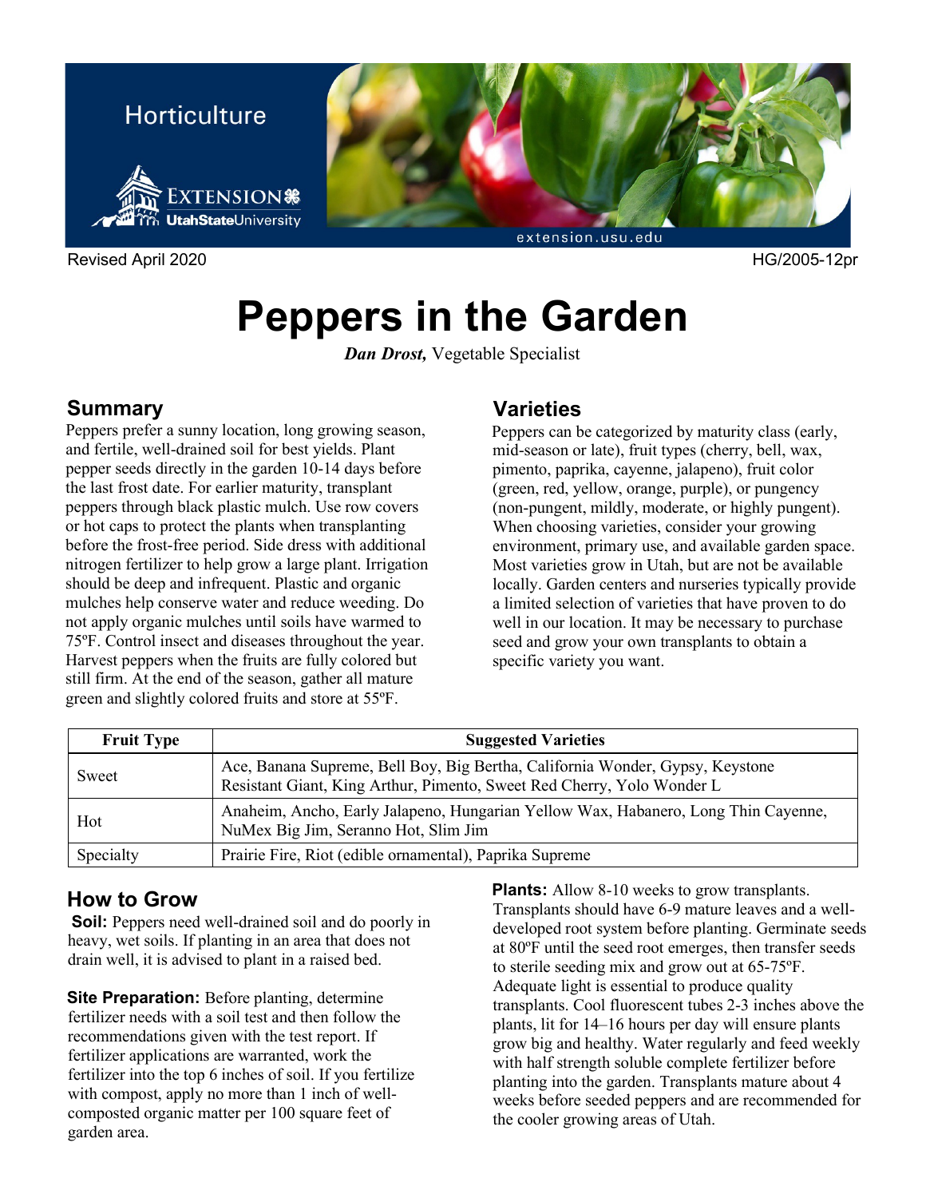Horticulture

Revised April 2020 HG/2005-12pr

# Peppers in the Garden

***Dan Drost,*** Vegetable Specialist

## Summary

Peppers prefer a sunny location, long growing season, and fertile, well-drained soil for best yields. Plant pepper seeds directly in the garden 10-14 days before the last frost date. For earlier maturity, transplant peppers through black plastic mulch. Use row covers or hot caps to protect the plants when transplanting before the frost-free period. Side dress with additional nitrogen fertilizer to help grow a large plant. Irrigation should be deep and infrequent. Plastic and organic mulches help conserve water and reduce weeding. Do not apply organic mulches until soils have warmed to 75ºF. Control insect and diseases throughout the year. Harvest peppers when the fruits are fully colored but still firm. At the end of the season, gather all mature green and slightly colored fruits and store at 55ºF.

## Varieties

Peppers can be categorized by maturity class (early, mid-season or late), fruit types (cherry, bell, wax, pimento, paprika, cayenne, jalapeno), fruit color (green, red, yellow, orange, purple), or pungency (non-pungent, mildly, moderate, or highly pungent). When choosing varieties, consider your growing environment, primary use, and available garden space. Most varieties grow in Utah, but are not be available locally. Garden centers and nurseries typically provide a limited selection of varieties that have proven to do well in our location. It may be necessary to purchase seed and grow your own transplants to obtain a specific variety you want.

| Fruit Type | Suggested Varieties |
|---|---|
| Sweet | Ace, Banana Supreme, Bell Boy, Big Bertha, California Wonder, Gypsy, Keystone Resistant Giant, King Arthur, Pimento, Sweet Red Cherry, Yolo Wonder L |
| Hot | Anaheim, Ancho, Early Jalapeno, Hungarian Yellow Wax, Habanero, Long Thin Cayenne, NuMex Big Jim, Seranno Hot, Slim Jim |
| Specialty | Prairie Fire, Riot (edible ornamental), Paprika Supreme |

## How to Grow

**Soil:** Peppers need well-drained soil and do poorly in heavy, wet soils. If planting in an area that does not drain well, it is advised to plant in a raised bed.

**Site Preparation:** Before planting, determine fertilizer needs with a soil test and then follow the recommendations given with the test report. If fertilizer applications are warranted, work the fertilizer into the top 6 inches of soil. If you fertilize with compost, apply no more than 1 inch of well-composted organic matter per 100 square feet of garden area.

**Plants:** Allow 8-10 weeks to grow transplants. Transplants should have 6-9 mature leaves and a well-developed root system before planting. Germinate seeds at 80ºF until the seed root emerges, then transfer seeds to sterile seeding mix and grow out at 65-75ºF. Adequate light is essential to produce quality transplants. Cool fluorescent tubes 2-3 inches above the plants, lit for 14–16 hours per day will ensure plants grow big and healthy. Water regularly and feed weekly with half strength soluble complete fertilizer before planting into the garden. Transplants mature about 4 weeks before seeded peppers and are recommended for the cooler growing areas of Utah.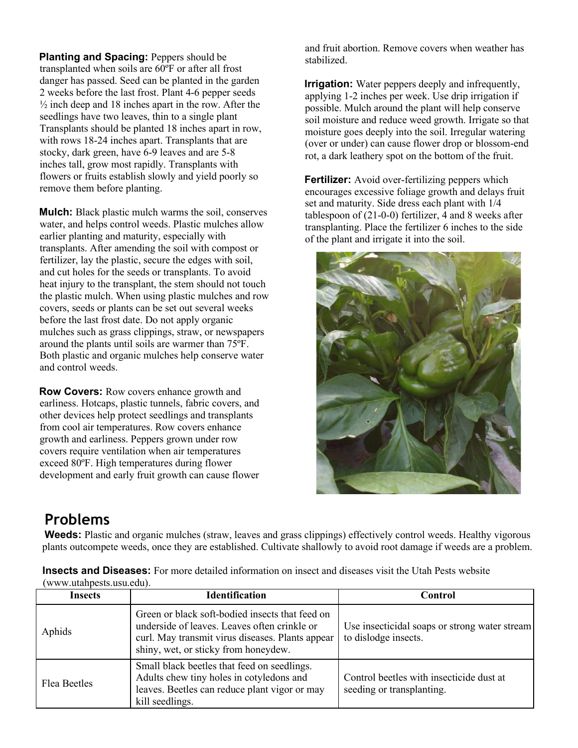**Planting and Spacing:** Peppers should be transplanted when soils are 60ºF or after all frost danger has passed. Seed can be planted in the garden 2 weeks before the last frost. Plant 4-6 pepper seeds ½ inch deep and 18 inches apart in the row. After the seedlings have two leaves, thin to a single plant Transplants should be planted 18 inches apart in row, with rows 18-24 inches apart. Transplants that are stocky, dark green, have 6-9 leaves and are 5-8 inches tall, grow most rapidly. Transplants with flowers or fruits establish slowly and yield poorly so remove them before planting.

**Mulch:** Black plastic mulch warms the soil, conserves water, and helps control weeds. Plastic mulches allow earlier planting and maturity, especially with transplants. After amending the soil with compost or fertilizer, lay the plastic, secure the edges with soil, and cut holes for the seeds or transplants. To avoid heat injury to the transplant, the stem should not touch the plastic mulch. When using plastic mulches and row covers, seeds or plants can be set out several weeks before the last frost date. Do not apply organic mulches such as grass clippings, straw, or newspapers around the plants until soils are warmer than 75ºF. Both plastic and organic mulches help conserve water and control weeds.

**Row Covers:** Row covers enhance growth and earliness. Hotcaps, plastic tunnels, fabric covers, and other devices help protect seedlings and transplants from cool air temperatures. Row covers enhance growth and earliness. Peppers grown under row covers require ventilation when air temperatures exceed 80ºF. High temperatures during flower development and early fruit growth can cause flower and fruit abortion. Remove covers when weather has stabilized.

**Irrigation:** Water peppers deeply and infrequently, applying 1-2 inches per week. Use drip irrigation if possible. Mulch around the plant will help conserve soil moisture and reduce weed growth. Irrigate so that moisture goes deeply into the soil. Irregular watering (over or under) can cause flower drop or blossom-end rot, a dark leathery spot on the bottom of the fruit.

**Fertilizer:** Avoid over-fertilizing peppers which encourages excessive foliage growth and delays fruit set and maturity. Side dress each plant with 1/4 tablespoon of (21-0-0) fertilizer, 4 and 8 weeks after transplanting. Place the fertilizer 6 inches to the side of the plant and irrigate it into the soil.

## Problems

**Weeds:** Plastic and organic mulches (straw, leaves and grass clippings) effectively control weeds. Healthy vigorous plants outcompete weeds, once they are established. Cultivate shallowly to avoid root damage if weeds are a problem.

**Insects and Diseases:** For more detailed information on insect and diseases visit the Utah Pests website (www.utahpests.usu.edu).

| Insects | Identification | Control |
|---|---|---|
| Aphids | Green or black soft-bodied insects that feed on underside of leaves. Leaves often crinkle or curl. May transmit virus diseases. Plants appear shiny, wet, or sticky from honeydew. | Use insecticidal soaps or strong water stream to dislodge insects. |
| Flea Beetles | Small black beetles that feed on seedlings. Adults chew tiny holes in cotyledons and leaves. Beetles can reduce plant vigor or may kill seedlings. | Control beetles with insecticide dust at seeding or transplanting. |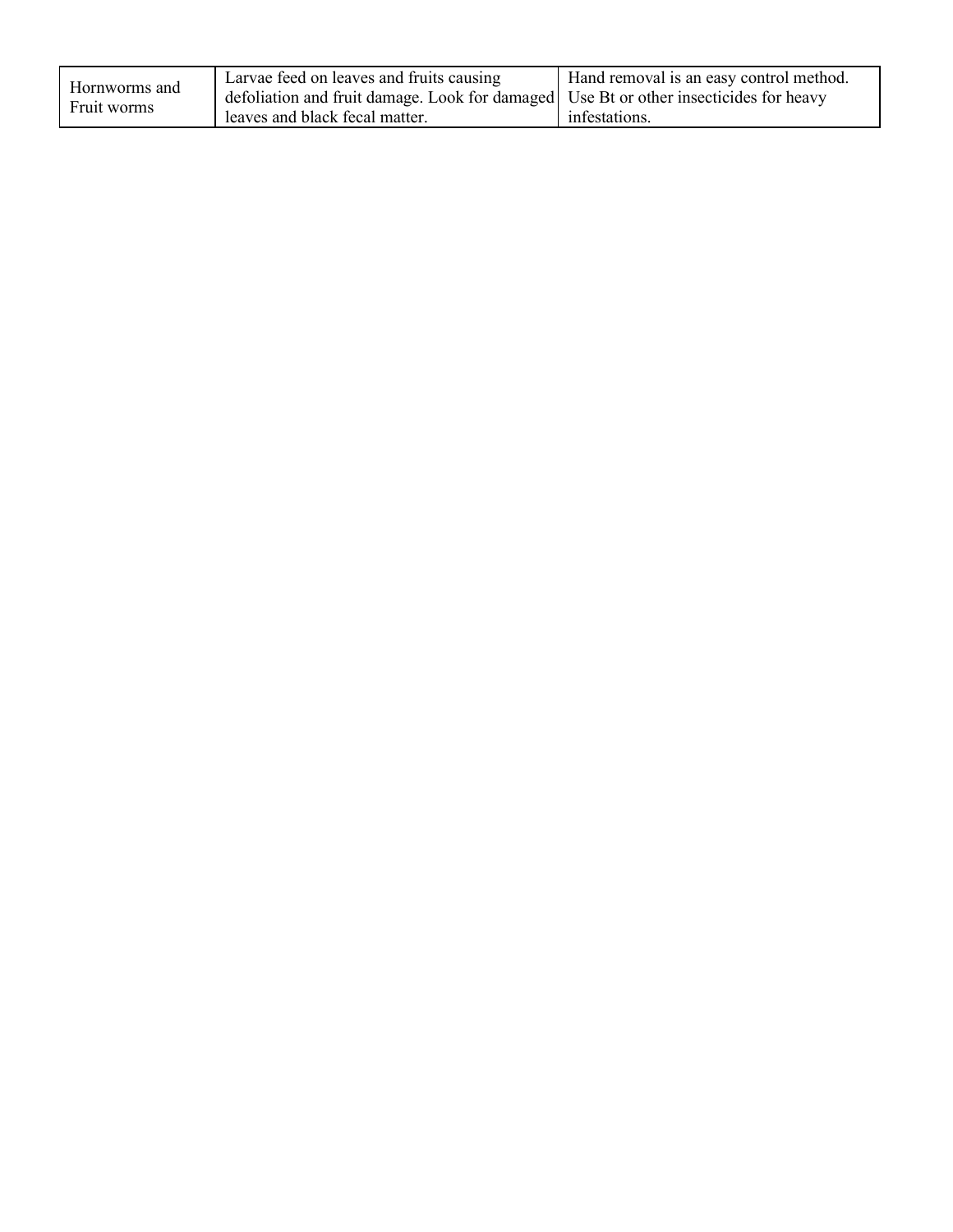| | | |
|---|---|---|
| Hornworms and Fruit worms | Larvae feed on leaves and fruits causing defoliation and fruit damage. Look for damaged leaves and black fecal matter. | Hand removal is an easy control method. Use Bt or other insecticides for heavy infestations. |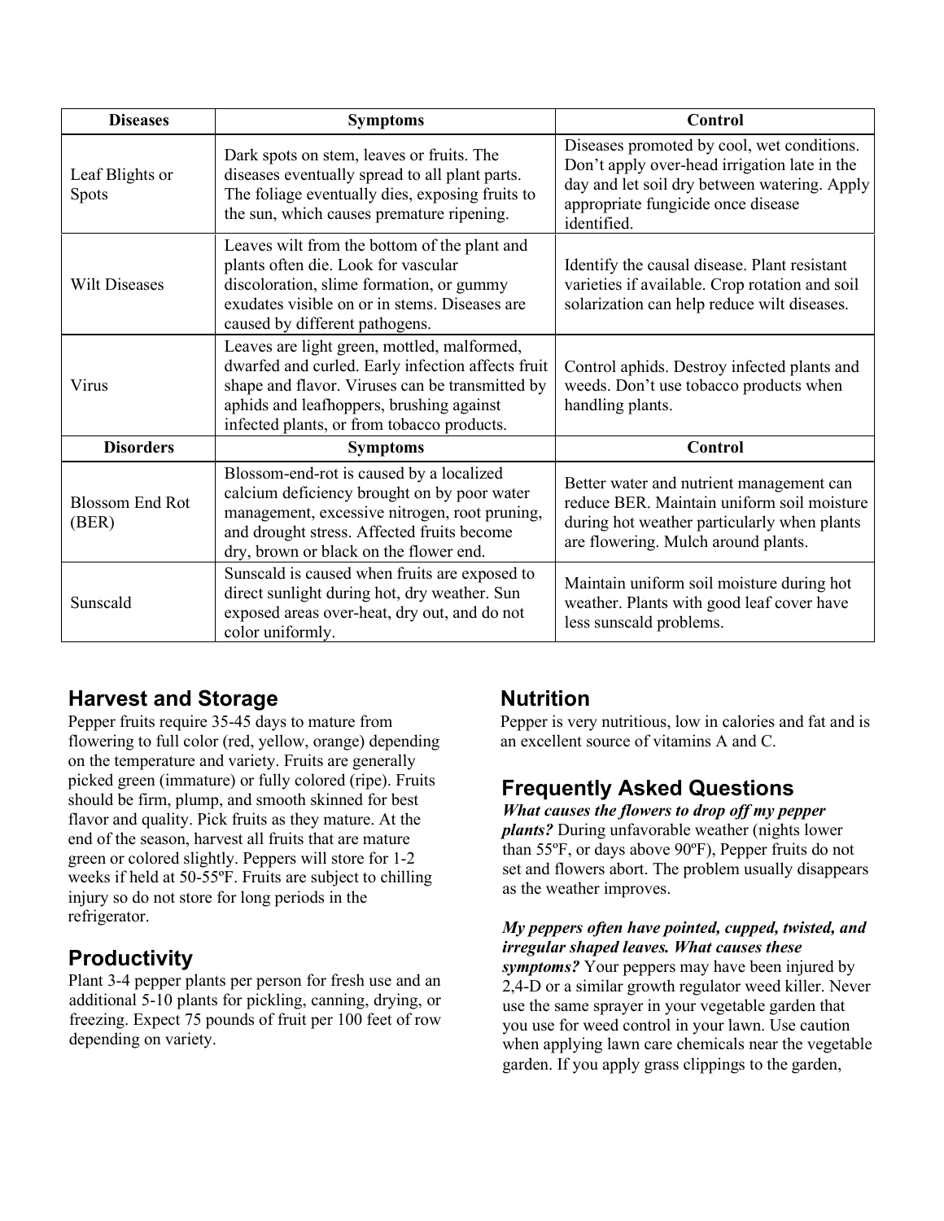| Diseases | Symptoms | Control |
| --- | --- | --- |
| Leaf Blights or Spots | Dark spots on stem, leaves or fruits. The diseases eventually spread to all plant parts. The foliage eventually dies, exposing fruits to the sun, which causes premature ripening. | Diseases promoted by cool, wet conditions. Don't apply over-head irrigation late in the day and let soil dry between watering. Apply appropriate fungicide once disease identified. |
| Wilt Diseases | Leaves wilt from the bottom of the plant and plants often die. Look for vascular discoloration, slime formation, or gummy exudates visible on or in stems. Diseases are caused by different pathogens. | Identify the causal disease. Plant resistant varieties if available. Crop rotation and soil solarization can help reduce wilt diseases. |
| Virus | Leaves are light green, mottled, malformed, dwarfed and curled. Early infection affects fruit shape and flavor. Viruses can be transmitted by aphids and leafhoppers, brushing against infected plants, or from tobacco products. | Control aphids. Destroy infected plants and weeds. Don't use tobacco products when handling plants. |
| **Disorders** | **Symptoms** | **Control** |
| Blossom End Rot (BER) | Blossom-end-rot is caused by a localized calcium deficiency brought on by poor water management, excessive nitrogen, root pruning, and drought stress. Affected fruits become dry, brown or black on the flower end. | Better water and nutrient management can reduce BER. Maintain uniform soil moisture during hot weather particularly when plants are flowering. Mulch around plants. |
| Sunscald | Sunscald is caused when fruits are exposed to direct sunlight during hot, dry weather. Sun exposed areas over-heat, dry out, and do not color uniformly. | Maintain uniform soil moisture during hot weather. Plants with good leaf cover have less sunscald problems. |

## Harvest and Storage

Pepper fruits require 35-45 days to mature from flowering to full color (red, yellow, orange) depending on the temperature and variety. Fruits are generally picked green (immature) or fully colored (ripe). Fruits should be firm, plump, and smooth skinned for best flavor and quality. Pick fruits as they mature. At the end of the season, harvest all fruits that are mature green or colored slightly. Peppers will store for 1-2 weeks if held at 50-55ºF. Fruits are subject to chilling injury so do not store for long periods in the refrigerator.

## Productivity

Plant 3-4 pepper plants per person for fresh use and an additional 5-10 plants for pickling, canning, drying, or freezing. Expect 75 pounds of fruit per 100 feet of row depending on variety.

## Nutrition

Pepper is very nutritious, low in calories and fat and is an excellent source of vitamins A and C.

## Frequently Asked Questions

***What causes the flowers to drop off my pepper plants?*** During unfavorable weather (nights lower than 55ºF, or days above 90ºF), Pepper fruits do not set and flowers abort. The problem usually disappears as the weather improves.

***My peppers often have pointed, cupped, twisted, and irregular shaped leaves. What causes these symptoms?*** Your peppers may have been injured by 2,4-D or a similar growth regulator weed killer. Never use the same sprayer in your vegetable garden that you use for weed control in your lawn. Use caution when applying lawn care chemicals near the vegetable garden. If you apply grass clippings to the garden,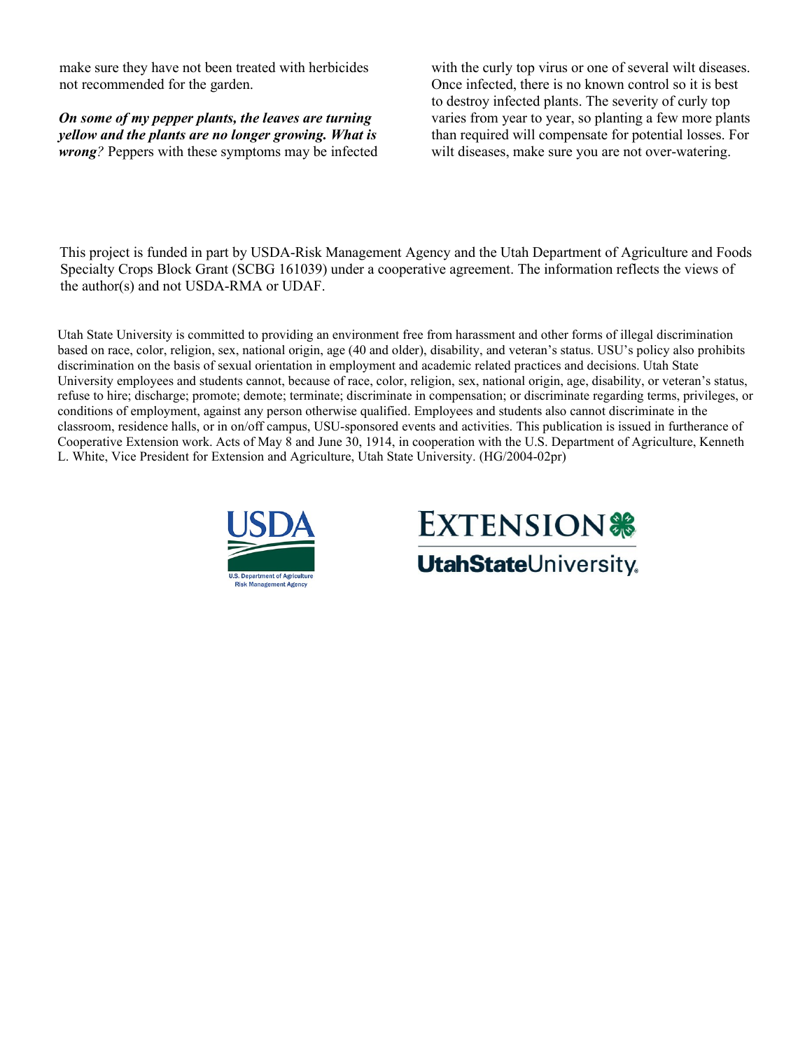make sure they have not been treated with herbicides not recommended for the garden.

***On some of my pepper plants, the leaves are turning yellow and the plants are no longer growing. What is wrong?*** Peppers with these symptoms may be infected with the curly top virus or one of several wilt diseases. Once infected, there is no known control so it is best to destroy infected plants. The severity of curly top varies from year to year, so planting a few more plants than required will compensate for potential losses. For wilt diseases, make sure you are not over-watering.

This project is funded in part by USDA-Risk Management Agency and the Utah Department of Agriculture and Foods Specialty Crops Block Grant (SCBG 161039) under a cooperative agreement. The information reflects the views of the author(s) and not USDA-RMA or UDAF.

Utah State University is committed to providing an environment free from harassment and other forms of illegal discrimination based on race, color, religion, sex, national origin, age (40 and older), disability, and veteran's status. USU's policy also prohibits discrimination on the basis of sexual orientation in employment and academic related practices and decisions. Utah State University employees and students cannot, because of race, color, religion, sex, national origin, age, disability, or veteran's status, refuse to hire; discharge; promote; demote; terminate; discriminate in compensation; or discriminate regarding terms, privileges, or conditions of employment, against any person otherwise qualified. Employees and students also cannot discriminate in the classroom, residence halls, or in on/off campus, USU-sponsored events and activities. This publication is issued in furtherance of Cooperative Extension work. Acts of May 8 and June 30, 1914, in cooperation with the U.S. Department of Agriculture, Kenneth L. White, Vice President for Extension and Agriculture, Utah State University. (HG/2004-02pr)

USDA
U.S. Department of Agriculture
Risk Management Agency

EXTENSION
UtahStateUniversity